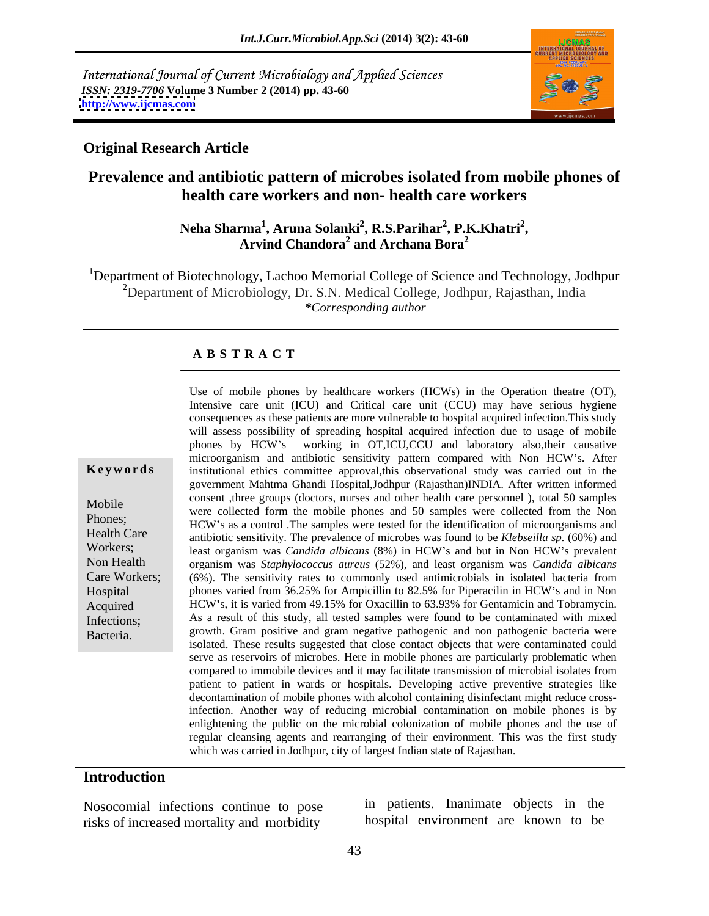International Journal of Current Microbiology and Applied Sciences
*ISSN: 2319-7706* **Volume 3 Number 2 (2014) pp. 43-60**
**http://www.ijcmas.com**

**Original Research Article**

# Prevalence and antibiotic pattern of microbes isolated from mobile phones of health care workers and non- health care workers

**Neha Sharma[1], Aruna Solanki[2], R.S.Parihar[2], P.K.Khatri[2], Arvind Chandora[2] and Archana Bora[2]**

[1]Department of Biotechnology, Lachoo Memorial College of Science and Technology, Jodhpur
[2]Department of Microbiology, Dr. S.N. Medical College, Jodhpur, Rajasthan, India
*\*Corresponding author*

## ABSTRACT

**Keywords**

Mobile Phones; Health Care Workers; Non Health Care Workers; Hospital Acquired Infections; Bacteria.

Use of mobile phones by healthcare workers (HCWs) in the Operation theatre (OT), Intensive care unit (ICU) and Critical care unit (CCU) may have serious hygiene consequences as these patients are more vulnerable to hospital acquired infection.This study will assess possibility of spreading hospital acquired infection due to usage of mobile phones by HCW's working in OT,ICU,CCU and laboratory also,their causative microorganism and antibiotic sensitivity pattern compared with Non HCW's. After institutional ethics committee approval,this observational study was carried out in the government Mahtma Ghandi Hospital,Jodhpur (Rajasthan)INDIA. After written informed consent ,three groups (doctors, nurses and other health care personnel ), total 50 samples were collected form the mobile phones and 50 samples were collected from the Non HCW's as a control .The samples were tested for the identification of microorganisms and antibiotic sensitivity. The prevalence of microbes was found to be *Klebseilla sp.* (60%) and least organism was *Candida albicans* (8%) in HCW's and but in Non HCW's prevalent organism was *Staphylococcus aureus* (52%), and least organism was *Candida albicans* (6%). The sensitivity rates to commonly used antimicrobials in isolated bacteria from phones varied from 36.25% for Ampicillin to 82.5% for Piperacilin in HCW's and in Non HCW's, it is varied from 49.15% for Oxacillin to 63.93% for Gentamicin and Tobramycin. As a result of this study, all tested samples were found to be contaminated with mixed growth. Gram positive and gram negative pathogenic and non pathogenic bacteria were isolated. These results suggested that close contact objects that were contaminated could serve as reservoirs of microbes. Here in mobile phones are particularly problematic when compared to immobile devices and it may facilitate transmission of microbial isolates from patient to patient in wards or hospitals. Developing active preventive strategies like decontamination of mobile phones with alcohol containing disinfectant might reduce cross-infection. Another way of reducing microbial contamination on mobile phones is by enlightening the public on the microbial colonization of mobile phones and the use of regular cleansing agents and rearranging of their environment. This was the first study which was carried in Jodhpur, city of largest Indian state of Rajasthan.

## Introduction

Nosocomial infections continue to pose risks of increased mortality and morbidity in patients. Inanimate objects in the hospital environment are known to be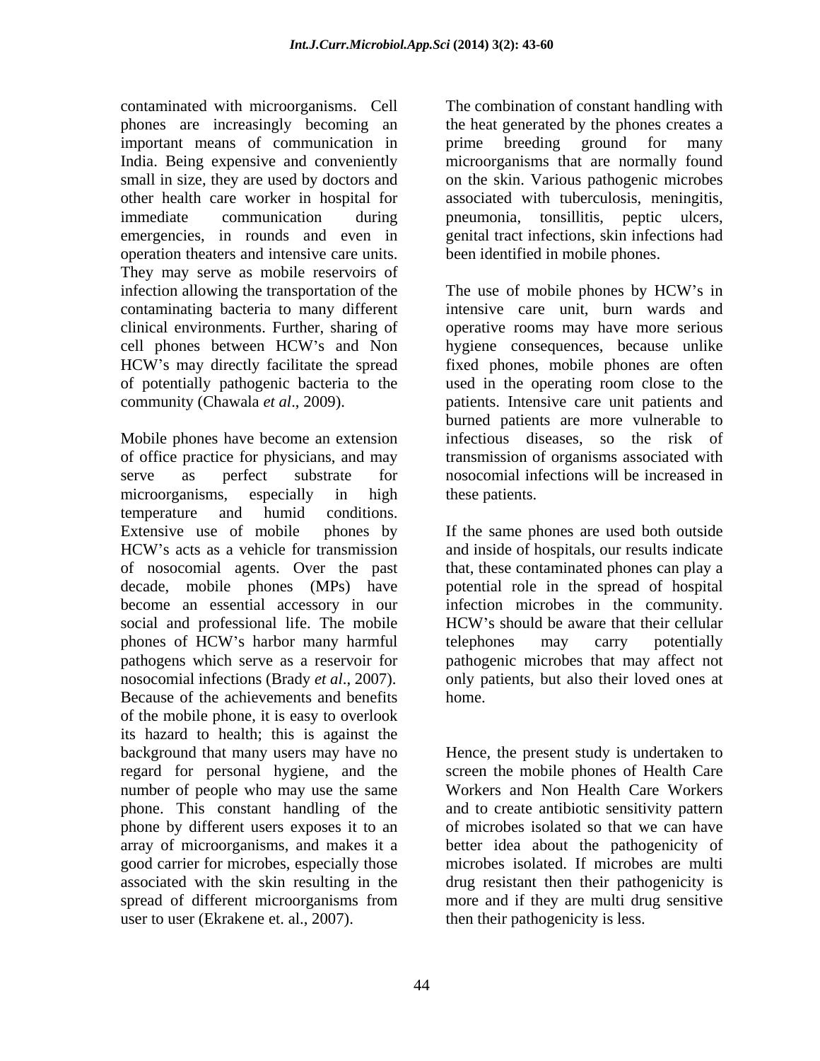contaminated with microorganisms. Cell phones are increasingly becoming an important means of communication in India. Being expensive and conveniently small in size, they are used by doctors and other health care worker in hospital for immediate communication during emergencies, in rounds and even in operation theaters and intensive care units. They may serve as mobile reservoirs of infection allowing the transportation of the contaminating bacteria to many different clinical environments. Further, sharing of cell phones between HCW's and Non HCW's may directly facilitate the spread of potentially pathogenic bacteria to the community (Chawala *et al*., 2009).

Mobile phones have become an extension of office practice for physicians, and may serve as perfect substrate for microorganisms, especially in high temperature and humid conditions. Extensive use of mobile phones by HCW's acts as a vehicle for transmission of nosocomial agents. Over the past decade, mobile phones (MPs) have become an essential accessory in our social and professional life. The mobile phones of HCW's harbor many harmful pathogens which serve as a reservoir for nosocomial infections (Brady *et al*., 2007). Because of the achievements and benefits of the mobile phone, it is easy to overlook its hazard to health; this is against the background that many users may have no regard for personal hygiene, and the number of people who may use the same phone. This constant handling of the phone by different users exposes it to an array of microorganisms, and makes it a good carrier for microbes, especially those associated with the skin resulting in the spread of different microorganisms from user to user (Ekrakene et. al., 2007).

The combination of constant handling with the heat generated by the phones creates a prime breeding ground for many microorganisms that are normally found on the skin. Various pathogenic microbes associated with tuberculosis, meningitis, pneumonia, tonsillitis, peptic ulcers, genital tract infections, skin infections had been identified in mobile phones.

The use of mobile phones by HCW's in intensive care unit, burn wards and operative rooms may have more serious hygiene consequences, because unlike fixed phones, mobile phones are often used in the operating room close to the patients. Intensive care unit patients and burned patients are more vulnerable to infectious diseases, so the risk of transmission of organisms associated with nosocomial infections will be increased in these patients.

If the same phones are used both outside and inside of hospitals, our results indicate that, these contaminated phones can play a potential role in the spread of hospital infection microbes in the community. HCW's should be aware that their cellular telephones may carry potentially pathogenic microbes that may affect not only patients, but also their loved ones at home.

Hence, the present study is undertaken to screen the mobile phones of Health Care Workers and Non Health Care Workers and to create antibiotic sensitivity pattern of microbes isolated so that we can have better idea about the pathogenicity of microbes isolated. If microbes are multi drug resistant then their pathogenicity is more and if they are multi drug sensitive then their pathogenicity is less.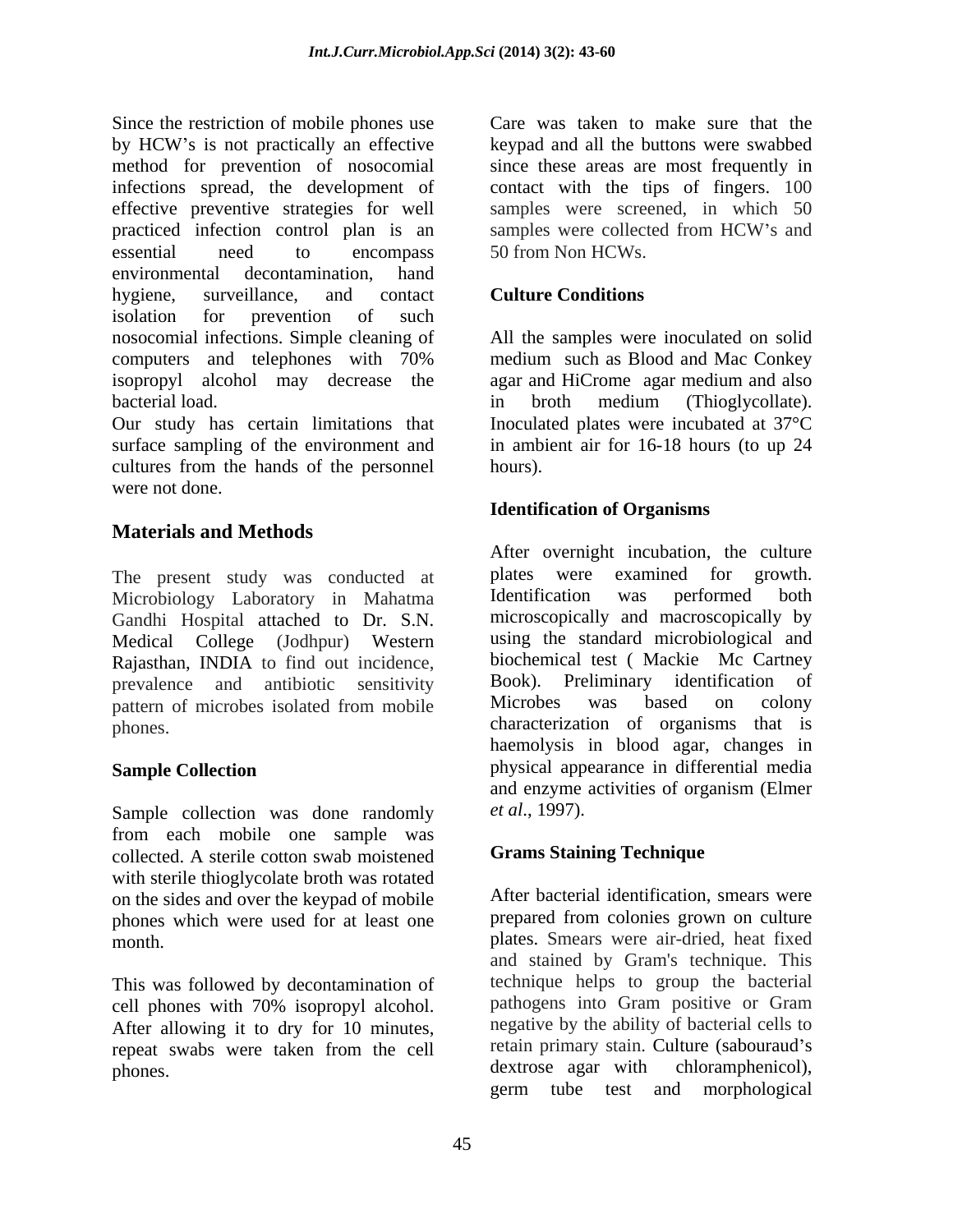Since the restriction of mobile phones use by HCW's is not practically an effective method for prevention of nosocomial infections spread, the development of effective preventive strategies for well practiced infection control plan is an essential need to encompass environmental decontamination, hand hygiene, surveillance, and contact isolation for prevention of such nosocomial infections. Simple cleaning of computers and telephones with 70% isopropyl alcohol may decrease the bacterial load.

Our study has certain limitations that surface sampling of the environment and cultures from the hands of the personnel were not done.

## Materials and Methods

The present study was conducted at Microbiology Laboratory in Mahatma Gandhi Hospital attached to Dr. S.N. Medical College (Jodhpur) Western Rajasthan, INDIA to find out incidence, prevalence and antibiotic sensitivity pattern of microbes isolated from mobile phones.

### Sample Collection

Sample collection was done randomly from each mobile one sample was collected. A sterile cotton swab moistened with sterile thioglycolate broth was rotated on the sides and over the keypad of mobile phones which were used for at least one month.

This was followed by decontamination of cell phones with 70% isopropyl alcohol. After allowing it to dry for 10 minutes, repeat swabs were taken from the cell phones.

Care was taken to make sure that the keypad and all the buttons were swabbed since these areas are most frequently in contact with the tips of fingers. 100 samples were screened, in which 50 samples were collected from HCW's and 50 from Non HCWs.

### Culture Conditions

All the samples were inoculated on solid medium such as Blood and Mac Conkey agar and HiCrome agar medium and also in broth medium (Thioglycollate). Inoculated plates were incubated at 37°C in ambient air for 16-18 hours (to up 24 hours).

### Identification of Organisms

After overnight incubation, the culture plates were examined for growth. Identification was performed both microscopically and macroscopically by using the standard microbiological and biochemical test ( Mackie Mc Cartney Book). Preliminary identification of Microbes was based on colony characterization of organisms that is haemolysis in blood agar, changes in physical appearance in differential media and enzyme activities of organism (Elmer *et al*., 1997).

### Grams Staining Technique

After bacterial identification, smears were prepared from colonies grown on culture plates. Smears were air-dried, heat fixed and stained by Gram's technique. This technique helps to group the bacterial pathogens into Gram positive or Gram negative by the ability of bacterial cells to retain primary stain. Culture (sabouraud's dextrose agar with chloramphenicol), germ tube test and morphological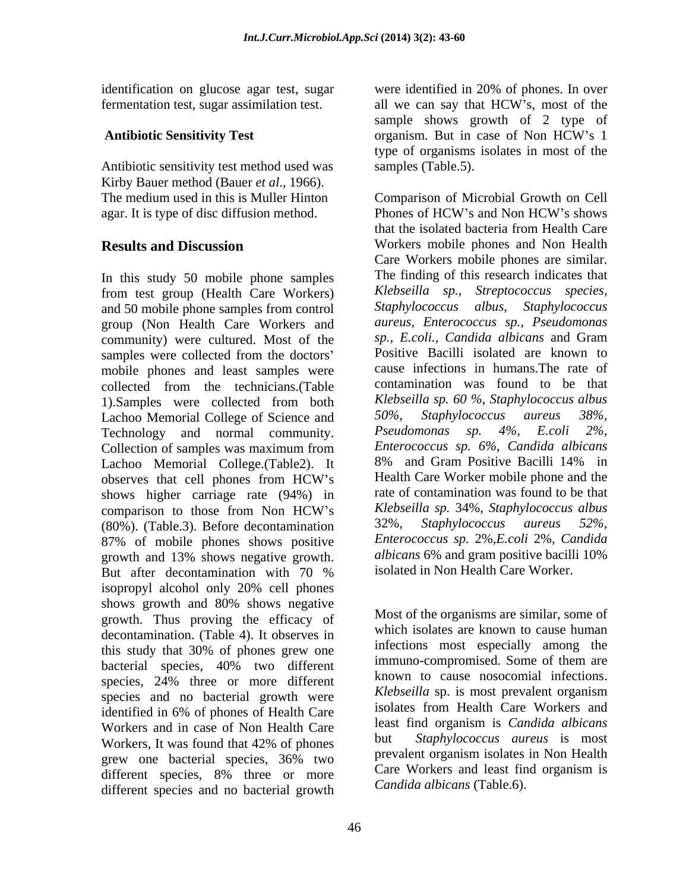identification on glucose agar test, sugar fermentation test, sugar assimilation test.

**Antibiotic Sensitivity Test**

Antibiotic sensitivity test method used was Kirby Bauer method (Bauer *et al*., 1966). The medium used in this is Muller Hinton agar. It is type of disc diffusion method.

## Results and Discussion

In this study 50 mobile phone samples from test group (Health Care Workers) and 50 mobile phone samples from control group (Non Health Care Workers and community) were cultured. Most of the samples were collected from the doctors' mobile phones and least samples were collected from the technicians.(Table 1).Samples were collected from both Lachoo Memorial College of Science and Technology and normal community. Collection of samples was maximum from Lachoo Memorial College.(Table2). It observes that cell phones from HCW's shows higher carriage rate (94%) in comparison to those from Non HCW's (80%). (Table.3). Before decontamination 87% of mobile phones shows positive growth and 13% shows negative growth. But after decontamination with 70 % isopropyl alcohol only 20% cell phones shows growth and 80% shows negative growth. Thus proving the efficacy of decontamination. (Table 4). It observes in this study that 30% of phones grew one bacterial species, 40% two different species, 24% three or more different species and no bacterial growth were identified in 6% of phones of Health Care Workers and in case of Non Health Care Workers, It was found that 42% of phones grew one bacterial species, 36% two different species, 8% three or more different species and no bacterial growth were identified in 20% of phones. In over all we can say that HCW's, most of the sample shows growth of 2 type of organism. But in case of Non HCW's 1 type of organisms isolates in most of the samples (Table.5).

Comparison of Microbial Growth on Cell Phones of HCW's and Non HCW's shows that the isolated bacteria from Health Care Workers mobile phones and Non Health Care Workers mobile phones are similar. The finding of this research indicates that *Klebseilla sp.*, *Streptococcus species, Staphylococcus albus, Staphylococcus aureus, Enterococcus sp., Pseudomonas sp., E.coli., Candida albicans* and Gram Positive Bacilli isolated are known to cause infections in humans.The rate of contamination was found to be that *Klebseilla sp. 60 %*, *Staphylococcus albus 50%, Staphylococcus aureus 38%, Pseudomonas sp. 4%, E.coli 2%, Enterococcus sp. 6%*, *Candida albicans* 8% and Gram Positive Bacilli 14% in Health Care Worker mobile phone and the rate of contamination was found to be that *Klebseilla sp.* 34%, *Staphylococcus albus* 32%, *Staphylococcus aureus 52%, Enterococcus sp.* 2%,*E.coli* 2%, *Candida albicans* 6% and gram positive bacilli 10% isolated in Non Health Care Worker.

Most of the organisms are similar, some of which isolates are known to cause human infections most especially among the immuno-compromised. Some of them are known to cause nosocomial infections. *Klebseilla* sp. is most prevalent organism isolates from Health Care Workers and least find organism is *Candida albicans* but *Staphylococcus aureus* is most prevalent organism isolates in Non Health Care Workers and least find organism is *Candida albicans* (Table.6).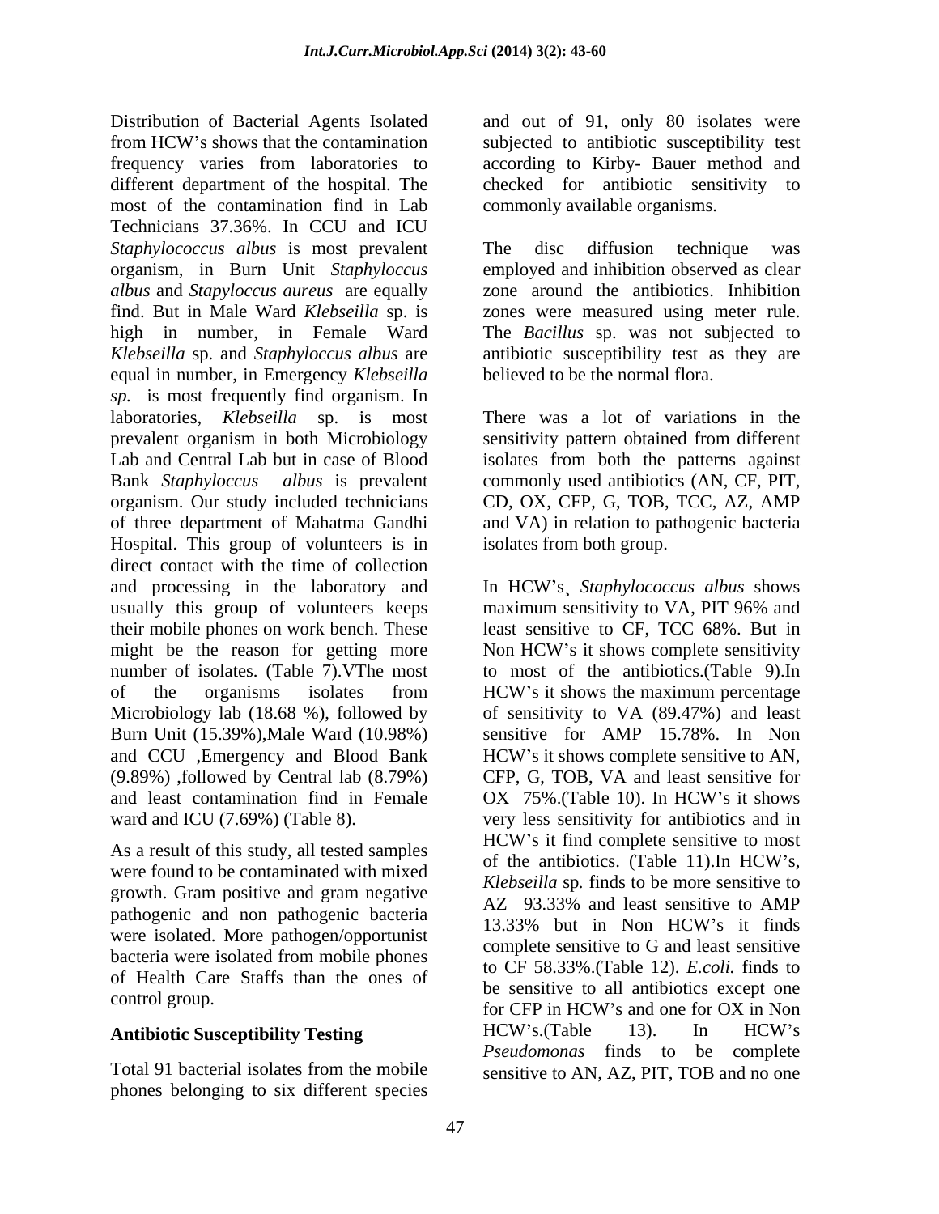Distribution of Bacterial Agents Isolated from HCW's shows that the contamination frequency varies from laboratories to different department of the hospital. The most of the contamination find in Lab Technicians 37.36%. In CCU and ICU *Staphylococcus albus* is most prevalent organism, in Burn Unit *Staphyloccus albus* and *Stapyloccus aureus* are equally find. But in Male Ward *Klebseilla* sp. is high in number, in Female Ward *Klebseilla* sp. and *Staphyloccus albus* are equal in number, in Emergency *Klebseilla sp.* is most frequently find organism. In laboratories, *Klebseilla* sp. is most prevalent organism in both Microbiology Lab and Central Lab but in case of Blood Bank *Staphyloccus albus* is prevalent organism. Our study included technicians of three department of Mahatma Gandhi Hospital. This group of volunteers is in direct contact with the time of collection and processing in the laboratory and usually this group of volunteers keeps their mobile phones on work bench. These might be the reason for getting more number of isolates. (Table 7).VThe most of the organisms isolates from Microbiology lab (18.68 %), followed by Burn Unit (15.39%),Male Ward (10.98%) and CCU ,Emergency and Blood Bank (9.89%) ,followed by Central lab (8.79%) and least contamination find in Female ward and ICU (7.69%) (Table 8).

As a result of this study, all tested samples were found to be contaminated with mixed growth. Gram positive and gram negative pathogenic and non pathogenic bacteria were isolated. More pathogen/opportunist bacteria were isolated from mobile phones of Health Care Staffs than the ones of control group.

## Antibiotic Susceptibility Testing

Total 91 bacterial isolates from the mobile phones belonging to six different species and out of 91, only 80 isolates were subjected to antibiotic susceptibility test according to Kirby- Bauer method and checked for antibiotic sensitivity to commonly available organisms.

The disc diffusion technique was employed and inhibition observed as clear zone around the antibiotics. Inhibition zones were measured using meter rule. The *Bacillus* sp. was not subjected to antibiotic susceptibility test as they are believed to be the normal flora.

There was a lot of variations in the sensitivity pattern obtained from different isolates from both the patterns against commonly used antibiotics (AN, CF, PIT, CD, OX, CFP, G, TOB, TCC, AZ, AMP and VA) in relation to pathogenic bacteria isolates from both group.

In HCW's¸ *Staphylococcus albus* shows maximum sensitivity to VA, PIT 96% and least sensitive to CF, TCC 68%. But in Non HCW's it shows complete sensitivity to most of the antibiotics.(Table 9).In HCW's it shows the maximum percentage of sensitivity to VA (89.47%) and least sensitive for AMP 15.78%. In Non HCW's it shows complete sensitive to AN, CFP, G, TOB, VA and least sensitive for OX 75%.(Table 10). In HCW's it shows very less sensitivity for antibiotics and in HCW's it find complete sensitive to most of the antibiotics. (Table 11).In HCW's, *Klebseilla* sp*.* finds to be more sensitive to AZ 93.33% and least sensitive to AMP 13.33% but in Non HCW's it finds complete sensitive to G and least sensitive to CF 58.33%.(Table 12). *E.coli.* finds to be sensitive to all antibiotics except one for CFP in HCW's and one for OX in Non HCW's.(Table 13). In HCW's *Pseudomonas* finds to be complete sensitive to AN, AZ, PIT, TOB and no one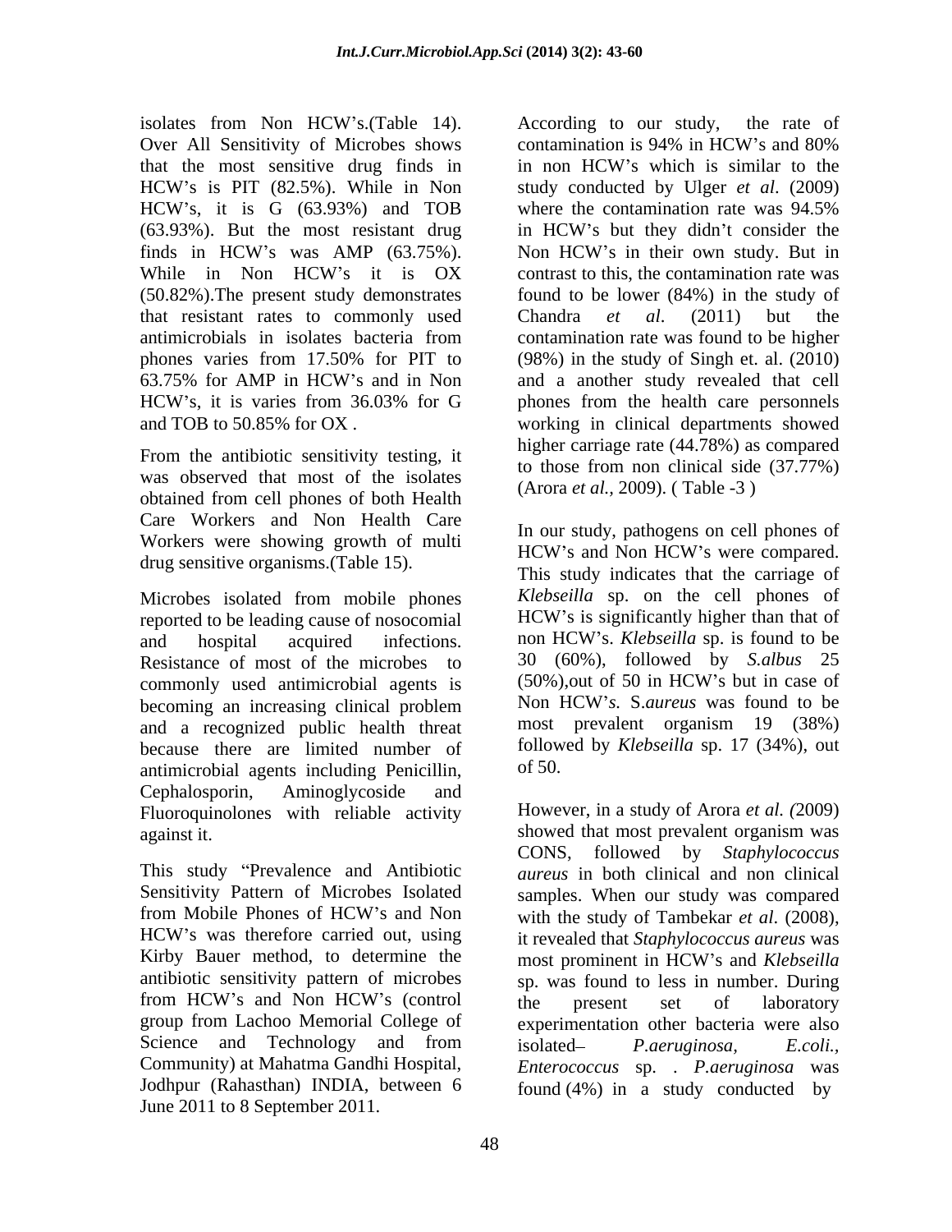isolates from Non HCW's.(Table 14). Over All Sensitivity of Microbes shows that the most sensitive drug finds in HCW's is PIT (82.5%). While in Non HCW's, it is G (63.93%) and TOB (63.93%). But the most resistant drug finds in HCW's was AMP (63.75%). While in Non HCW's it is OX (50.82%).The present study demonstrates that resistant rates to commonly used antimicrobials in isolates bacteria from phones varies from 17.50% for PIT to 63.75% for AMP in HCW's and in Non HCW's, it is varies from 36.03% for G and TOB to 50.85% for OX .

From the antibiotic sensitivity testing, it was observed that most of the isolates obtained from cell phones of both Health Care Workers and Non Health Care Workers were showing growth of multi drug sensitive organisms.(Table 15).

Microbes isolated from mobile phones reported to be leading cause of nosocomial and hospital acquired infections. Resistance of most of the microbes to commonly used antimicrobial agents is becoming an increasing clinical problem and a recognized public health threat because there are limited number of antimicrobial agents including Penicillin, Cephalosporin, Aminoglycoside and Fluoroquinolones with reliable activity against it.

This study "Prevalence and Antibiotic Sensitivity Pattern of Microbes Isolated from Mobile Phones of HCW's and Non HCW's was therefore carried out, using Kirby Bauer method, to determine the antibiotic sensitivity pattern of microbes from HCW's and Non HCW's (control group from Lachoo Memorial College of Science and Technology and from Community) at Mahatma Gandhi Hospital, Jodhpur (Rahasthan) INDIA, between 6 June 2011 to 8 September 2011.

According to our study, the rate of contamination is 94% in HCW's and 80% in non HCW's which is similar to the study conducted by Ulger *et al*. (2009) where the contamination rate was 94.5% in HCW's but they didn't consider the Non HCW's in their own study. But in contrast to this, the contamination rate was found to be lower (84%) in the study of Chandra *et al*. (2011) but the contamination rate was found to be higher (98%) in the study of Singh et. al. (2010) and a another study revealed that cell phones from the health care personnels working in clinical departments showed higher carriage rate (44.78%) as compared to those from non clinical side (37.77%) (Arora *et al.,* 2009). ( Table -3 )

In our study, pathogens on cell phones of HCW's and Non HCW's were compared. This study indicates that the carriage of *Klebseilla* sp. on the cell phones of HCW's is significantly higher than that of non HCW's. *Klebseilla* sp. is found to be 30 (60%), followed by *S.albus* 25 (50%),out of 50 in HCW's but in case of Non HCW's. S.*aureus* was found to be most prevalent organism 19 (38%) followed by *Klebseilla* sp. 17 (34%), out of 50.

However, in a study of Arora *et al. (*2009) showed that most prevalent organism was CONS, followed by *Staphylococcus aureus* in both clinical and non clinical samples. When our study was compared with the study of Tambekar *et al*. (2008), it revealed that *Staphylococcus aureus* was most prominent in HCW's and *Klebseilla* sp. was found to less in number. During the present set of laboratory experimentation other bacteria were also isolated– *P.aeruginosa, E.coli., Enterococcus* sp. . *P.aeruginosa* was found (4%) in a study conducted by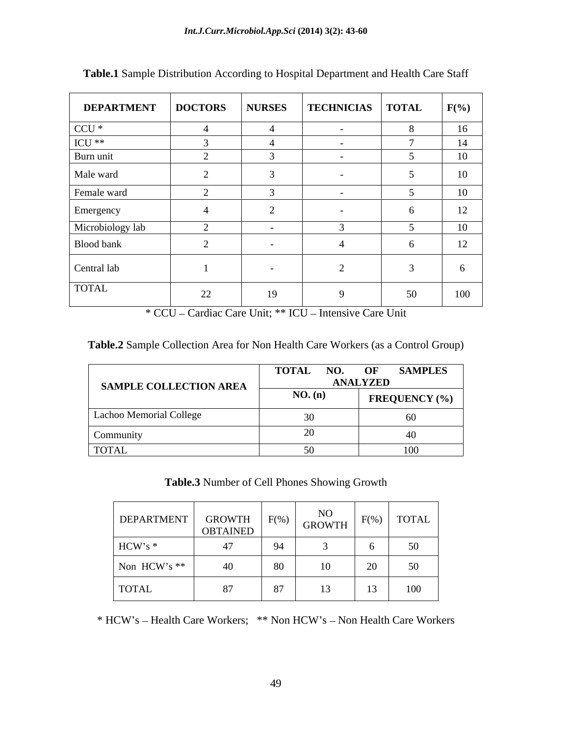**Table.1** Sample Distribution According to Hospital Department and Health Care Staff

| DEPARTMENT | DOCTORS | NURSES | TECHNICIAS | TOTAL | F(%) |
|---|---|---|---|---|---|
| CCU * | 4 | 4 | - | 8 | 16 |
| ICU ** | 3 | 4 | - | 7 | 14 |
| Burn unit | 2 | 3 | - | 5 | 10 |
| Male ward | 2 | 3 | - | 5 | 10 |
| Female ward | 2 | 3 | - | 5 | 10 |
| Emergency | 4 | 2 | - | 6 | 12 |
| Microbiology lab | 2 | - | 3 | 5 | 10 |
| Blood bank | 2 | - | 4 | 6 | 12 |
| Central lab | 1 | - | 2 | 3 | 6 |
| TOTAL | 22 | 19 | 9 | 50 | 100 |

* CCU – Cardiac Care Unit; ** ICU – Intensive Care Unit

**Table.2** Sample Collection Area for Non Health Care Workers (as a Control Group)

| SAMPLE COLLECTION AREA | TOTAL NO. OF SAMPLES ANALYZED | |
|---|---|---|
| | NO. (n) | FREQUENCY (%) |
| Lachoo Memorial College | 30 | 60 |
| Community | 20 | 40 |
| TOTAL | 50 | 100 |

**Table.3** Number of Cell Phones Showing Growth

| DEPARTMENT | GROWTH OBTAINED | F(%) | NO GROWTH | F(%) | TOTAL |
|---|---|---|---|---|---|
| HCW's * | 47 | 94 | 3 | 6 | 50 |
| Non HCW's ** | 40 | 80 | 10 | 20 | 50 |
| TOTAL | 87 | 87 | 13 | 13 | 100 |

* HCW's – Health Care Workers; ** Non HCW's – Non Health Care Workers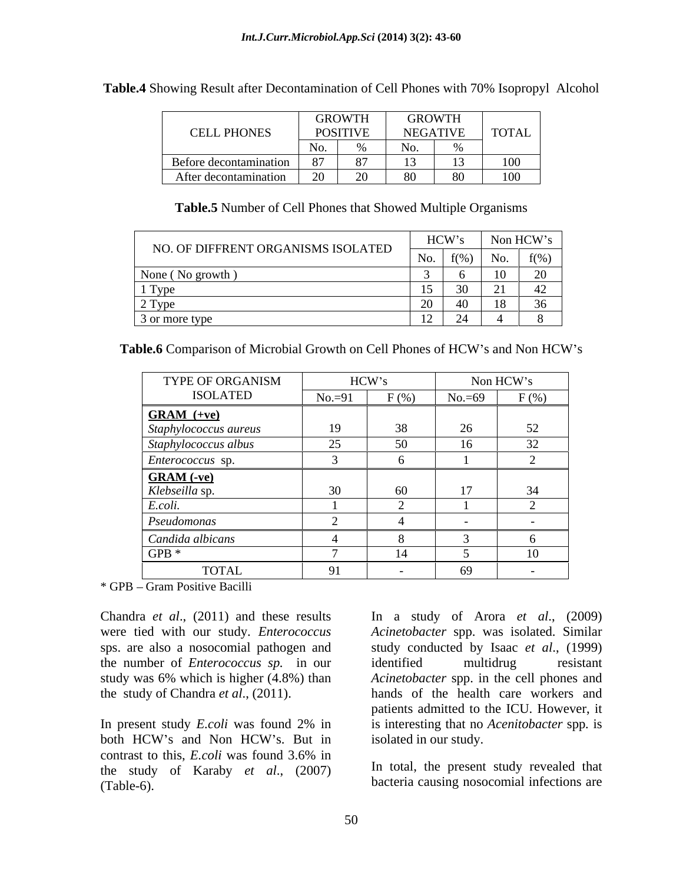**Table.4** Showing Result after Decontamination of Cell Phones with 70% Isopropyl Alcohol

| CELL PHONES | GROWTH POSITIVE | | GROWTH NEGATIVE | | TOTAL |
|---|---|---|---|---|---|
| | No. | % | No. | % | |
| Before decontamination | 87 | 87 | 13 | 13 | 100 |
| After decontamination | 20 | 20 | 80 | 80 | 100 |

**Table.5** Number of Cell Phones that Showed Multiple Organisms

| NO. OF DIFFRENT ORGANISMS ISOLATED | HCW's | | Non HCW's | |
|---|---|---|---|---|
| | No. | f(%) | No. | f(%) |
| None ( No growth ) | 3 | 6 | 10 | 20 |
| 1 Type | 15 | 30 | 21 | 42 |
| 2 Type | 20 | 40 | 18 | 36 |
| 3 or more type | 12 | 24 | 4 | 8 |

**Table.6** Comparison of Microbial Growth on Cell Phones of HCW's and Non HCW's

| TYPE OF ORGANISM ISOLATED | HCW's | | Non HCW's | |
|---|---|---|---|---|
| | No.=91 | F (%) | No.=69 | F (%) |
| **GRAM (+ve)** | | | | |
| *Staphylococcus aureus* | 19 | 38 | 26 | 52 |
| *Staphylococcus albus* | 25 | 50 | 16 | 32 |
| *Enterococcus* sp. | 3 | 6 | 1 | 2 |
| **GRAM (-ve)** | | | | |
| *Klebseilla* sp. | 30 | 60 | 17 | 34 |
| *E.coli.* | 1 | 2 | 1 | 2 |
| *Pseudomonas* | 2 | 4 | - | - |
| *Candida albicans* | 4 | 8 | 3 | 6 |
| GPB * | 7 | 14 | 5 | 10 |
| TOTAL | 91 | - | 69 | - |

\* GPB – Gram Positive Bacilli

Chandra *et al*., (2011) and these results were tied with our study. *Enterococcus* sps. are also a nosocomial pathogen and the number of *Enterococcus sp.* in our study was 6% which is higher (4.8%) than the study of Chandra *et al*., (2011).

In present study *E.coli* was found 2% in both HCW's and Non HCW's. But in contrast to this, *E.coli* was found 3.6% in the study of Karaby *et al*., (2007) (Table-6).

In a study of Arora *et al*., (2009) *Acinetobacter* spp. was isolated. Similar study conducted by Isaac *et al*., (1999) identified multidrug resistant *Acinetobacter* spp. in the cell phones and hands of the health care workers and patients admitted to the ICU. However, it is interesting that no *Acenitobacter* spp. is isolated in our study.

In total, the present study revealed that bacteria causing nosocomial infections are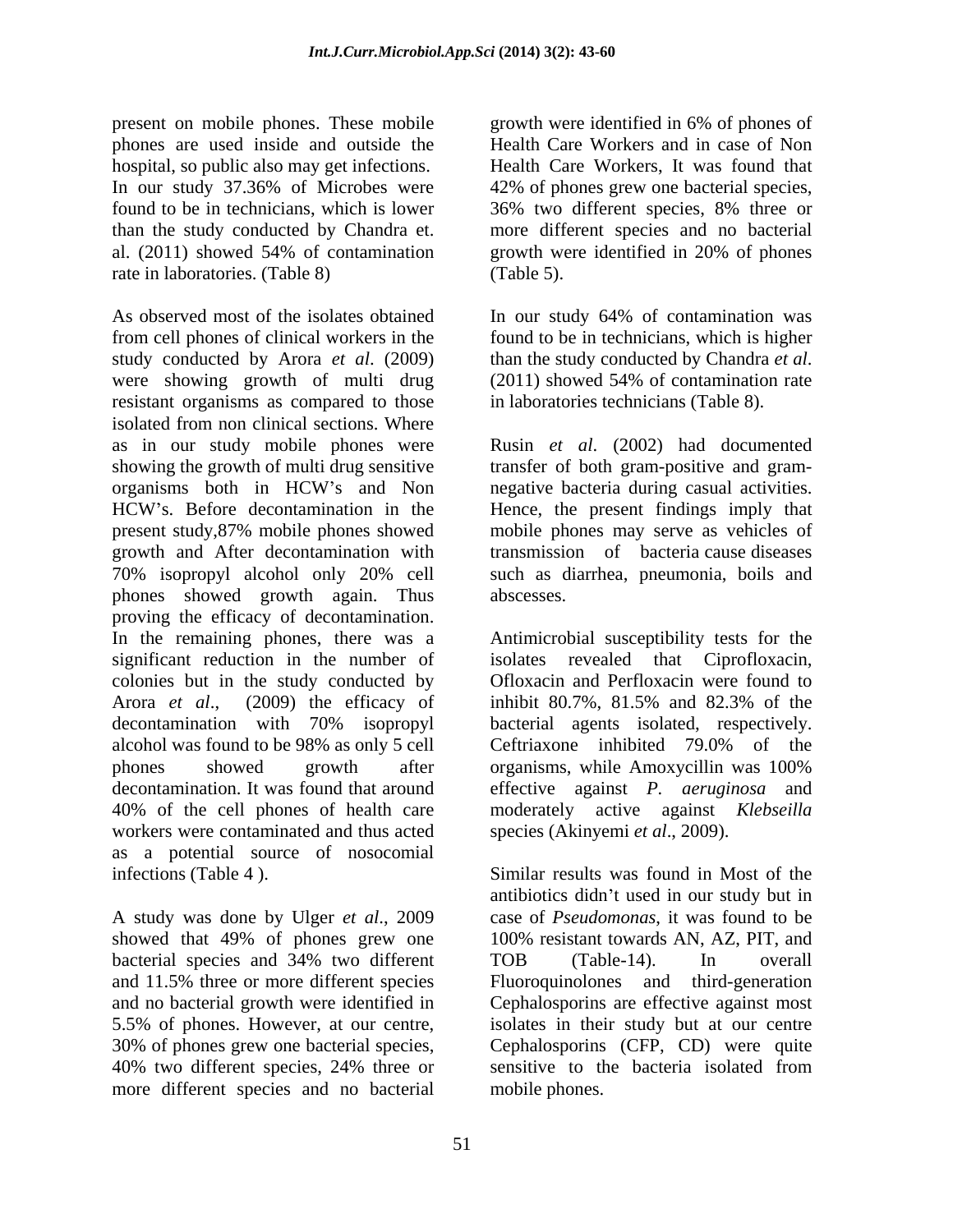present on mobile phones. These mobile phones are used inside and outside the hospital, so public also may get infections. In our study 37.36% of Microbes were found to be in technicians, which is lower than the study conducted by Chandra et. al. (2011) showed 54% of contamination rate in laboratories. (Table 8)

As observed most of the isolates obtained from cell phones of clinical workers in the study conducted by Arora *et al*. (2009) were showing growth of multi drug resistant organisms as compared to those isolated from non clinical sections. Where as in our study mobile phones were showing the growth of multi drug sensitive organisms both in HCW's and Non HCW's. Before decontamination in the present study,87% mobile phones showed growth and After decontamination with 70% isopropyl alcohol only 20% cell phones showed growth again. Thus proving the efficacy of decontamination. In the remaining phones, there was a significant reduction in the number of colonies but in the study conducted by Arora *et al*., (2009) the efficacy of decontamination with 70% isopropyl alcohol was found to be 98% as only 5 cell phones showed growth after decontamination. It was found that around 40% of the cell phones of health care workers were contaminated and thus acted as a potential source of nosocomial infections (Table 4 ).

A study was done by Ulger *et al*., 2009 showed that 49% of phones grew one bacterial species and 34% two different and 11.5% three or more different species and no bacterial growth were identified in 5.5% of phones. However, at our centre, 30% of phones grew one bacterial species, 40% two different species, 24% three or more different species and no bacterial growth were identified in 6% of phones of Health Care Workers and in case of Non Health Care Workers, It was found that 42% of phones grew one bacterial species, 36% two different species, 8% three or more different species and no bacterial growth were identified in 20% of phones (Table 5).

In our study 64% of contamination was found to be in technicians, which is higher than the study conducted by Chandra *et al*. (2011) showed 54% of contamination rate in laboratories technicians (Table 8).

Rusin *et al*. (2002) had documented transfer of both gram-positive and gram-negative bacteria during casual activities. Hence, the present findings imply that mobile phones may serve as vehicles of transmission of bacteria cause diseases such as diarrhea, pneumonia, boils and abscesses.

Antimicrobial susceptibility tests for the isolates revealed that Ciprofloxacin, Ofloxacin and Perfloxacin were found to inhibit 80.7%, 81.5% and 82.3% of the bacterial agents isolated, respectively. Ceftriaxone inhibited 79.0% of the organisms, while Amoxycillin was 100% effective against *P. aeruginosa* and moderately active against *Klebseilla* species (Akinyemi *et al*., 2009).

Similar results was found in Most of the antibiotics didn't used in our study but in case of *Pseudomonas*, it was found to be 100% resistant towards AN, AZ, PIT, and TOB (Table-14). In overall Fluoroquinolones and third-generation Cephalosporins are effective against most isolates in their study but at our centre Cephalosporins (CFP, CD) were quite sensitive to the bacteria isolated from mobile phones.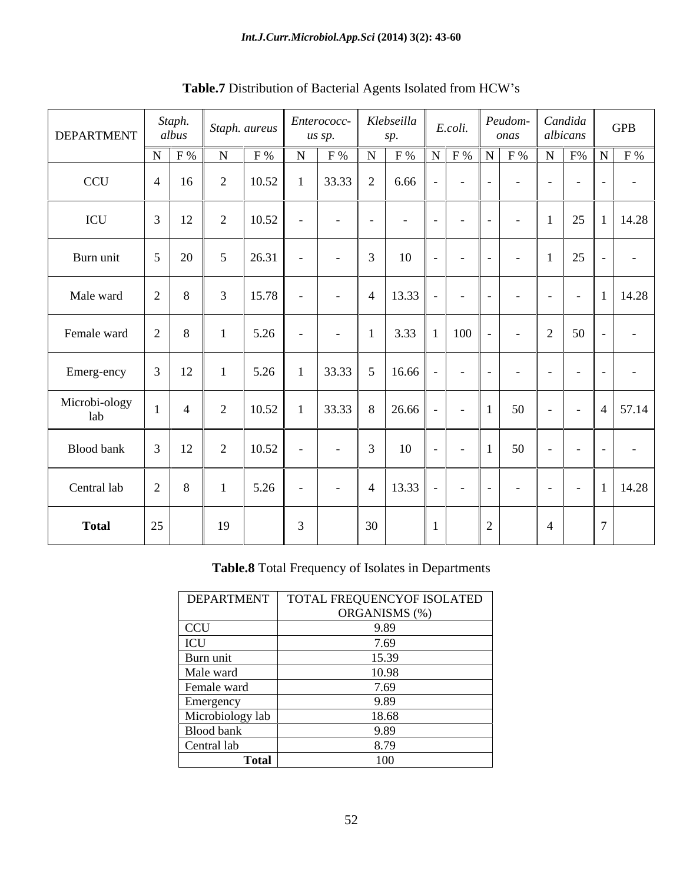**Table.7** Distribution of Bacterial Agents Isolated from HCW's

| DEPARTMENT | *Staph. albus* | | *Staph. aureus* | | *Enterococcus sp.* | | *Klebseilla sp.* | | *E.coli.* | | *Peudomonas* | | *Candida albicans* | | GPB | |
|---|---|---|---|---|---|---|---|---|---|---|---|---|---|---|---|---|
| | N | F % | N | F % | N | F % | N | F % | N | F % | N | F % | N | F% | N | F % |
| CCU | 4 | 16 | 2 | 10.52 | 1 | 33.33 | 2 | 6.66 | - | - | - | - | - | - | - | - |
| ICU | 3 | 12 | 2 | 10.52 | - | - | - | - | - | - | - | - | 1 | 25 | 1 | 14.28 |
| Burn unit | 5 | 20 | 5 | 26.31 | - | - | 3 | 10 | - | - | - | - | 1 | 25 | - | - |
| Male ward | 2 | 8 | 3 | 15.78 | - | - | 4 | 13.33 | - | - | - | - | - | - | 1 | 14.28 |
| Female ward | 2 | 8 | 1 | 5.26 | - | - | 1 | 3.33 | 1 | 100 | - | - | 2 | 50 | - | - |
| Emerg-ency | 3 | 12 | 1 | 5.26 | 1 | 33.33 | 5 | 16.66 | - | - | - | - | - | - | - | - |
| Microbi-ology lab | 1 | 4 | 2 | 10.52 | 1 | 33.33 | 8 | 26.66 | - | - | 1 | 50 | - | - | 4 | 57.14 |
| Blood bank | 3 | 12 | 2 | 10.52 | - | - | 3 | 10 | - | - | 1 | 50 | - | - | - | - |
| Central lab | 2 | 8 | 1 | 5.26 | - | - | 4 | 13.33 | - | - | - | - | - | - | 1 | 14.28 |
| **Total** | 25 | | 19 | | 3 | | 30 | | 1 | | 2 | | 4 | | 7 | |

**Table.8** Total Frequency of Isolates in Departments

| DEPARTMENT | TOTAL FREQUENCYOF ISOLATED ORGANISMS (%) |
|---|---|
| CCU | 9.89 |
| ICU | 7.69 |
| Burn unit | 15.39 |
| Male ward | 10.98 |
| Female ward | 7.69 |
| Emergency | 9.89 |
| Microbiology lab | 18.68 |
| Blood bank | 9.89 |
| Central lab | 8.79 |
| **Total** | 100 |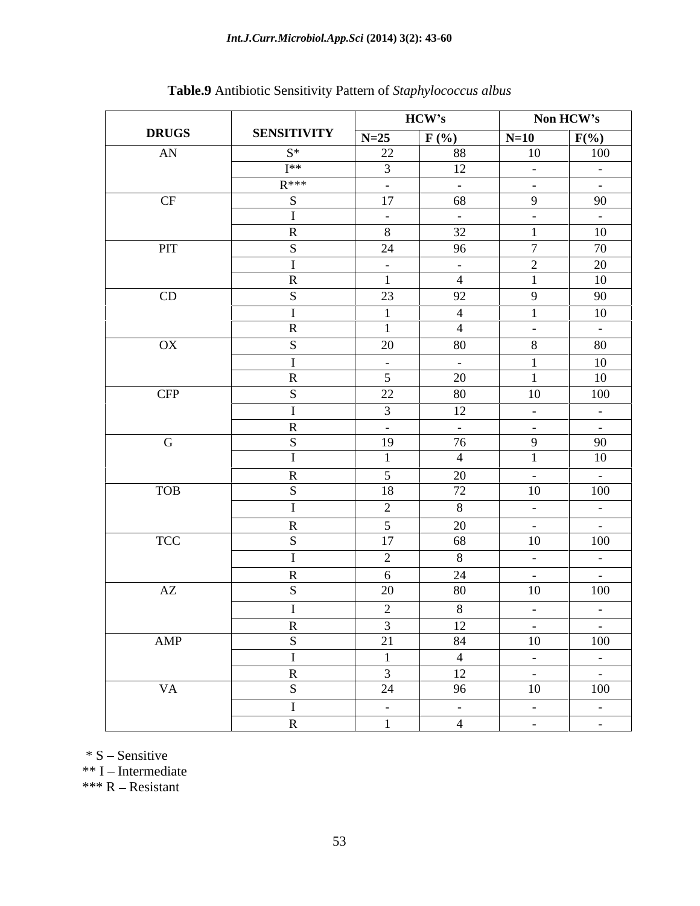**Table.9** Antibiotic Sensitivity Pattern of *Staphylococcus albus*

| DRUGS | SENSITIVITY | HCW's | | Non HCW's | |
|---|---|---|---|---|---|
| | | N=25 | F (%) | N=10 | F(%) |
| AN | S* | 22 | 88 | 10 | 100 |
| | I** | 3 | 12 | - | - |
| | R*** | - | - | - | - |
| CF | S | 17 | 68 | 9 | 90 |
| | I | - | - | - | - |
| | R | 8 | 32 | 1 | 10 |
| PIT | S | 24 | 96 | 7 | 70 |
| | I | - | - | 2 | 20 |
| | R | 1 | 4 | 1 | 10 |
| CD | S | 23 | 92 | 9 | 90 |
| | I | 1 | 4 | 1 | 10 |
| | R | 1 | 4 | - | - |
| OX | S | 20 | 80 | 8 | 80 |
| | I | - | - | 1 | 10 |
| | R | 5 | 20 | 1 | 10 |
| CFP | S | 22 | 80 | 10 | 100 |
| | I | 3 | 12 | - | - |
| | R | - | - | - | - |
| G | S | 19 | 76 | 9 | 90 |
| | I | 1 | 4 | 1 | 10 |
| | R | 5 | 20 | - | - |
| TOB | S | 18 | 72 | 10 | 100 |
| | I | 2 | 8 | - | - |
| | R | 5 | 20 | - | - |
| TCC | S | 17 | 68 | 10 | 100 |
| | I | 2 | 8 | - | - |
| | R | 6 | 24 | - | - |
| AZ | S | 20 | 80 | 10 | 100 |
| | I | 2 | 8 | - | - |
| | R | 3 | 12 | - | - |
| AMP | S | 21 | 84 | 10 | 100 |
| | I | 1 | 4 | - | - |
| | R | 3 | 12 | - | - |
| VA | S | 24 | 96 | 10 | 100 |
| | I | - | - | - | - |
| | R | 1 | 4 | - | - |

\* S – Sensitive
\** I – Intermediate
\*** R – Resistant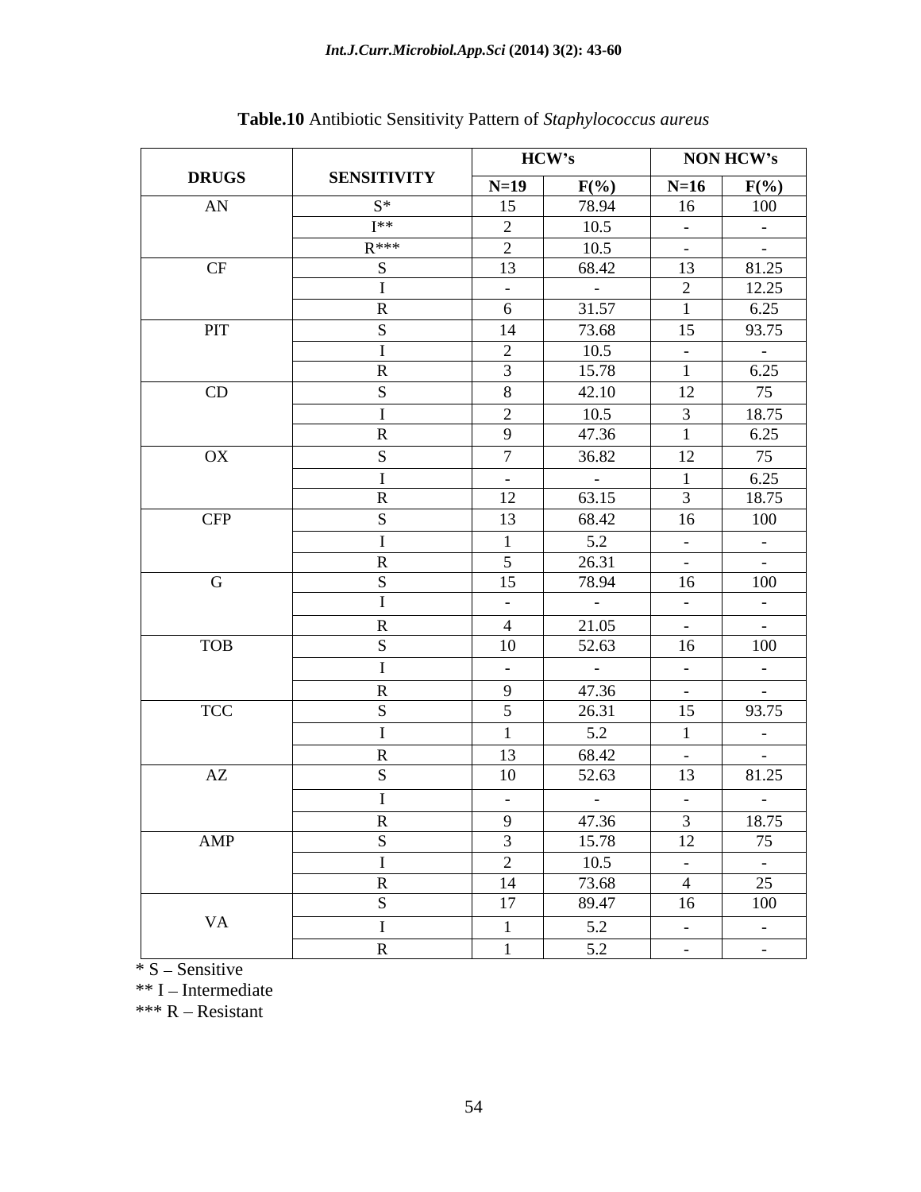**Table.10** Antibiotic Sensitivity Pattern of *Staphylococcus aureus*

| DRUGS | SENSITIVITY | HCW's | | NON HCW's | |
|---|---|---|---|---|---|
| | | N=19 | F(%) | N=16 | F(%) |
| AN | S* | 15 | 78.94 | 16 | 100 |
| | I** | 2 | 10.5 | - | - |
| | R*** | 2 | 10.5 | - | - |
| CF | S | 13 | 68.42 | 13 | 81.25 |
| | I | - | - | 2 | 12.25 |
| | R | 6 | 31.57 | 1 | 6.25 |
| PIT | S | 14 | 73.68 | 15 | 93.75 |
| | I | 2 | 10.5 | - | - |
| | R | 3 | 15.78 | 1 | 6.25 |
| CD | S | 8 | 42.10 | 12 | 75 |
| | I | 2 | 10.5 | 3 | 18.75 |
| | R | 9 | 47.36 | 1 | 6.25 |
| OX | S | 7 | 36.82 | 12 | 75 |
| | I | - | - | 1 | 6.25 |
| | R | 12 | 63.15 | 3 | 18.75 |
| CFP | S | 13 | 68.42 | 16 | 100 |
| | I | 1 | 5.2 | - | - |
| | R | 5 | 26.31 | - | - |
| G | S | 15 | 78.94 | 16 | 100 |
| | I | - | - | - | - |
| | R | 4 | 21.05 | - | - |
| TOB | S | 10 | 52.63 | 16 | 100 |
| | I | - | - | - | - |
| | R | 9 | 47.36 | - | - |
| TCC | S | 5 | 26.31 | 15 | 93.75 |
| | I | 1 | 5.2 | 1 | - |
| | R | 13 | 68.42 | - | - |
| AZ | S | 10 | 52.63 | 13 | 81.25 |
| | I | - | - | - | - |
| | R | 9 | 47.36 | 3 | 18.75 |
| AMP | S | 3 | 15.78 | 12 | 75 |
| | I | 2 | 10.5 | - | - |
| | R | 14 | 73.68 | 4 | 25 |
| VA | S | 17 | 89.47 | 16 | 100 |
| | I | 1 | 5.2 | - | - |
| | R | 1 | 5.2 | - | - |

* S – Sensitive

** I – Intermediate

*** R – Resistant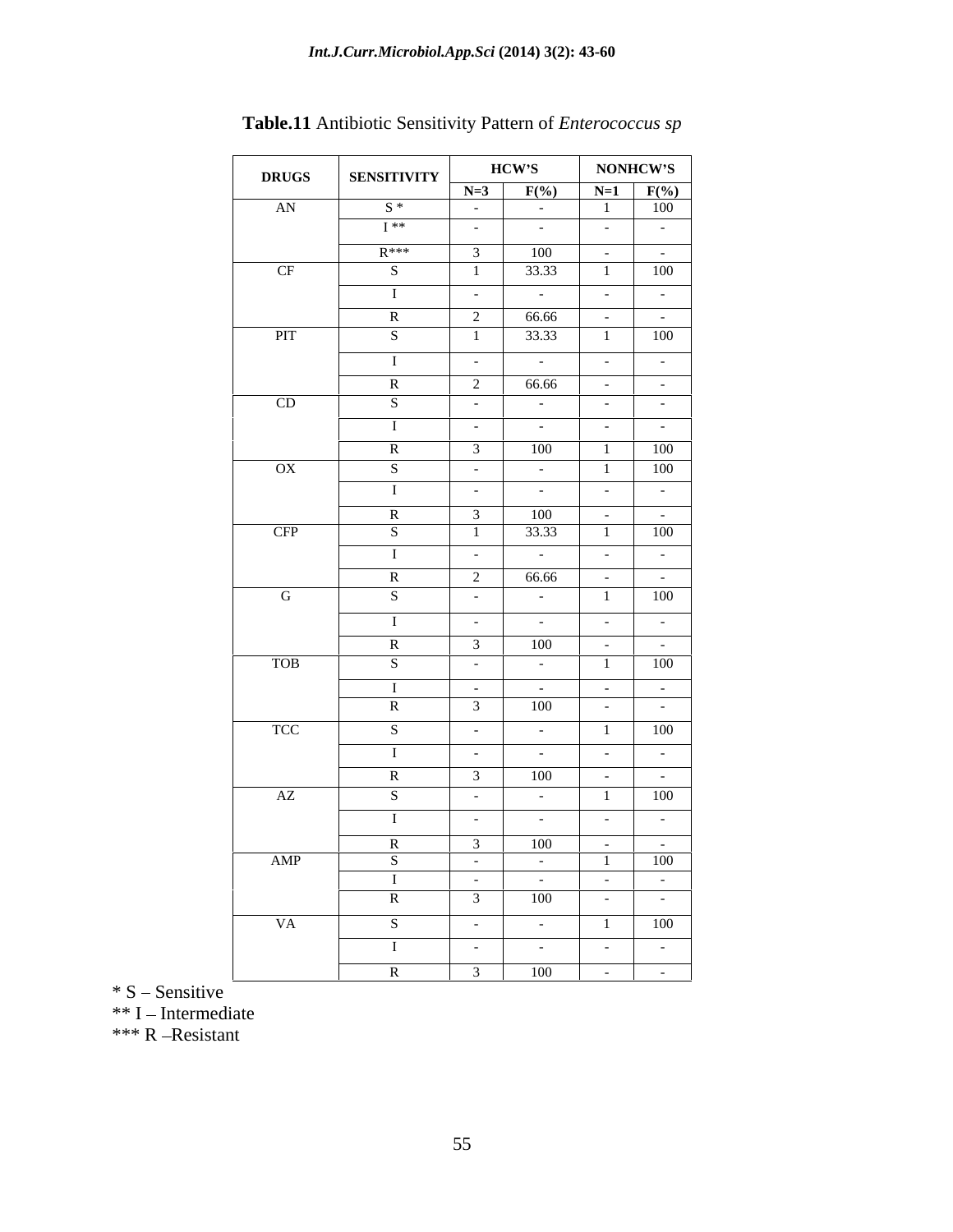**Table.11** Antibiotic Sensitivity Pattern of *Enterococcus sp*

| DRUGS | SENSITIVITY | HCW'S | | NONHCW'S | |
|---|---|---|---|---|---|
| | | N=3 | F(%) | N=1 | F(%) |
| AN | S * | - | - | 1 | 100 |
| | I ** | - | - | - | - |
| | R*** | 3 | 100 | - | - |
| CF | S | 1 | 33.33 | 1 | 100 |
| | I | - | - | - | - |
| | R | 2 | 66.66 | - | - |
| PIT | S | 1 | 33.33 | 1 | 100 |
| | I | - | - | - | - |
| | R | 2 | 66.66 | - | - |
| CD | S | - | - | - | - |
| | I | - | - | - | - |
| | R | 3 | 100 | 1 | 100 |
| OX | S | - | - | 1 | 100 |
| | I | - | - | - | - |
| | R | 3 | 100 | - | - |
| CFP | S | 1 | 33.33 | 1 | 100 |
| | I | - | - | - | - |
| | R | 2 | 66.66 | - | - |
| G | S | - | - | 1 | 100 |
| | I | - | - | - | - |
| | R | 3 | 100 | - | - |
| TOB | S | - | - | 1 | 100 |
| | I | - | - | - | - |
| | R | 3 | 100 | - | - |
| TCC | S | - | - | 1 | 100 |
| | I | - | - | - | - |
| | R | 3 | 100 | - | - |
| AZ | S | - | - | 1 | 100 |
| | I | - | - | - | - |
| | R | 3 | 100 | - | - |
| AMP | S | - | - | 1 | 100 |
| | I | - | - | - | - |
| | R | 3 | 100 | - | - |
| VA | S | - | - | 1 | 100 |
| | I | - | - | - | - |
| | R | 3 | 100 | - | - |

* S – Sensitive
** I – Intermediate
*** R –Resistant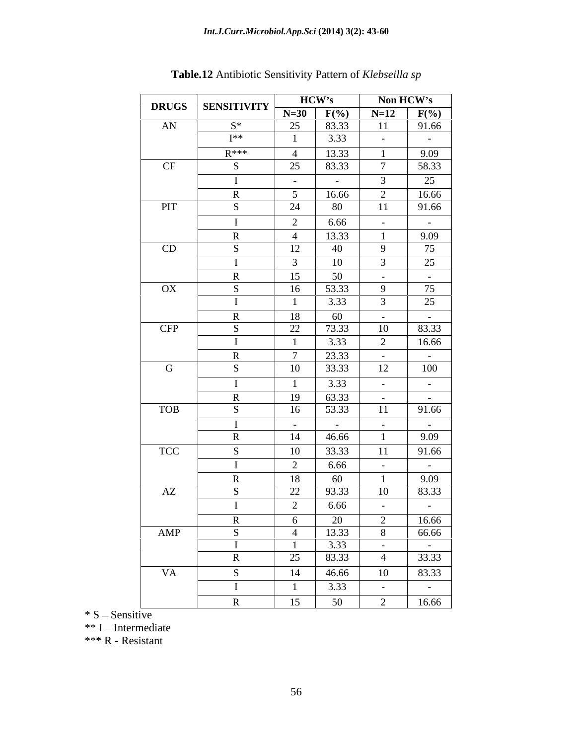**Table.12** Antibiotic Sensitivity Pattern of *Klebseilla sp*

| DRUGS | SENSITIVITY | HCW's | | Non HCW's | |
|---|---|---|---|---|---|
| | | N=30 | F(%) | N=12 | F(%) |
| AN | S* | 25 | 83.33 | 11 | 91.66 |
| | I** | 1 | 3.33 | - | - |
| | R*** | 4 | 13.33 | 1 | 9.09 |
| CF | S | 25 | 83.33 | 7 | 58.33 |
| | I | - | - | 3 | 25 |
| | R | 5 | 16.66 | 2 | 16.66 |
| PIT | S | 24 | 80 | 11 | 91.66 |
| | I | 2 | 6.66 | - | - |
| | R | 4 | 13.33 | 1 | 9.09 |
| CD | S | 12 | 40 | 9 | 75 |
| | I | 3 | 10 | 3 | 25 |
| | R | 15 | 50 | - | - |
| OX | S | 16 | 53.33 | 9 | 75 |
| | I | 1 | 3.33 | 3 | 25 |
| | R | 18 | 60 | - | - |
| CFP | S | 22 | 73.33 | 10 | 83.33 |
| | I | 1 | 3.33 | 2 | 16.66 |
| | R | 7 | 23.33 | - | - |
| G | S | 10 | 33.33 | 12 | 100 |
| | I | 1 | 3.33 | - | - |
| | R | 19 | 63.33 | - | - |
| TOB | S | 16 | 53.33 | 11 | 91.66 |
| | I | - | - | - | - |
| | R | 14 | 46.66 | 1 | 9.09 |
| TCC | S | 10 | 33.33 | 11 | 91.66 |
| | I | 2 | 6.66 | - | - |
| | R | 18 | 60 | 1 | 9.09 |
| AZ | S | 22 | 93.33 | 10 | 83.33 |
| | I | 2 | 6.66 | - | - |
| | R | 6 | 20 | 2 | 16.66 |
| AMP | S | 4 | 13.33 | 8 | 66.66 |
| | I | 1 | 3.33 | - | - |
| | R | 25 | 83.33 | 4 | 33.33 |
| VA | S | 14 | 46.66 | 10 | 83.33 |
| | I | 1 | 3.33 | - | - |
| | R | 15 | 50 | 2 | 16.66 |

* S – Sensitive
** I – Intermediate
*** R - Resistant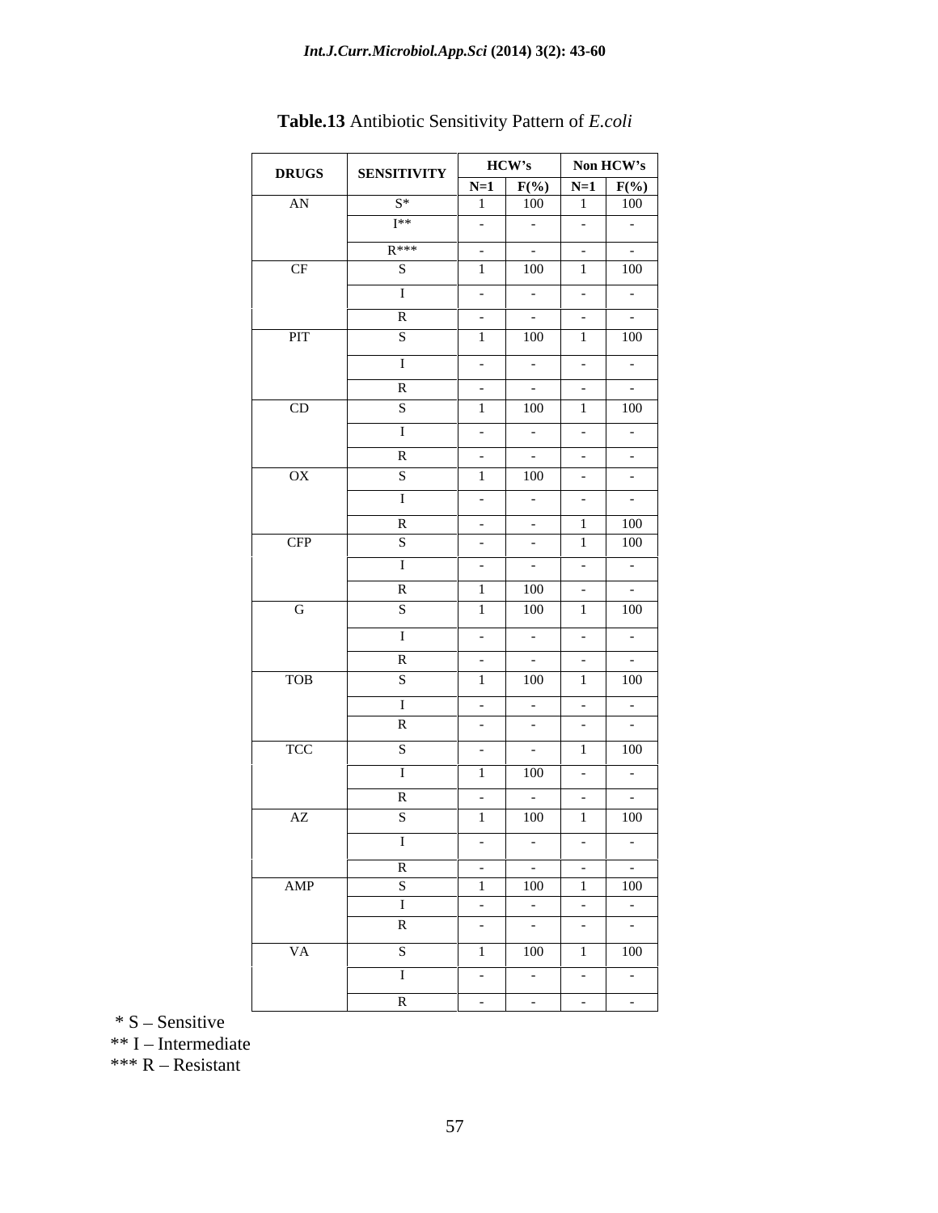**Table.13** Antibiotic Sensitivity Pattern of *E.coli*

| DRUGS | SENSITIVITY | HCW's | | Non HCW's | |
|---|---|---|---|---|---|
| | | N=1 | F(%) | N=1 | F(%) |
| AN | S* | 1 | 100 | 1 | 100 |
| | I** | - | - | - | - |
| | R*** | - | - | - | - |
| CF | S | 1 | 100 | 1 | 100 |
| | I | - | - | - | - |
| | R | - | - | - | - |
| PIT | S | 1 | 100 | 1 | 100 |
| | I | - | - | - | - |
| | R | - | - | - | - |
| CD | S | 1 | 100 | 1 | 100 |
| | I | - | - | - | - |
| | R | - | - | - | - |
| OX | S | 1 | 100 | - | - |
| | I | - | - | - | - |
| | R | - | - | 1 | 100 |
| CFP | S | - | - | 1 | 100 |
| | I | - | - | - | - |
| | R | 1 | 100 | - | - |
| G | S | 1 | 100 | 1 | 100 |
| | I | - | - | - | - |
| | R | - | - | - | - |
| TOB | S | 1 | 100 | 1 | 100 |
| | I | - | - | - | - |
| | R | - | - | - | - |
| TCC | S | - | - | 1 | 100 |
| | I | 1 | 100 | - | - |
| | R | - | - | - | - |
| AZ | S | 1 | 100 | 1 | 100 |
| | I | - | - | - | - |
| | R | - | - | - | - |
| AMP | S | 1 | 100 | 1 | 100 |
| | I | - | - | - | - |
| | R | - | - | - | - |
| VA | S | 1 | 100 | 1 | 100 |
| | I | - | - | - | - |
| | R | - | - | - | - |

* S – Sensitive
** I – Intermediate
*** R – Resistant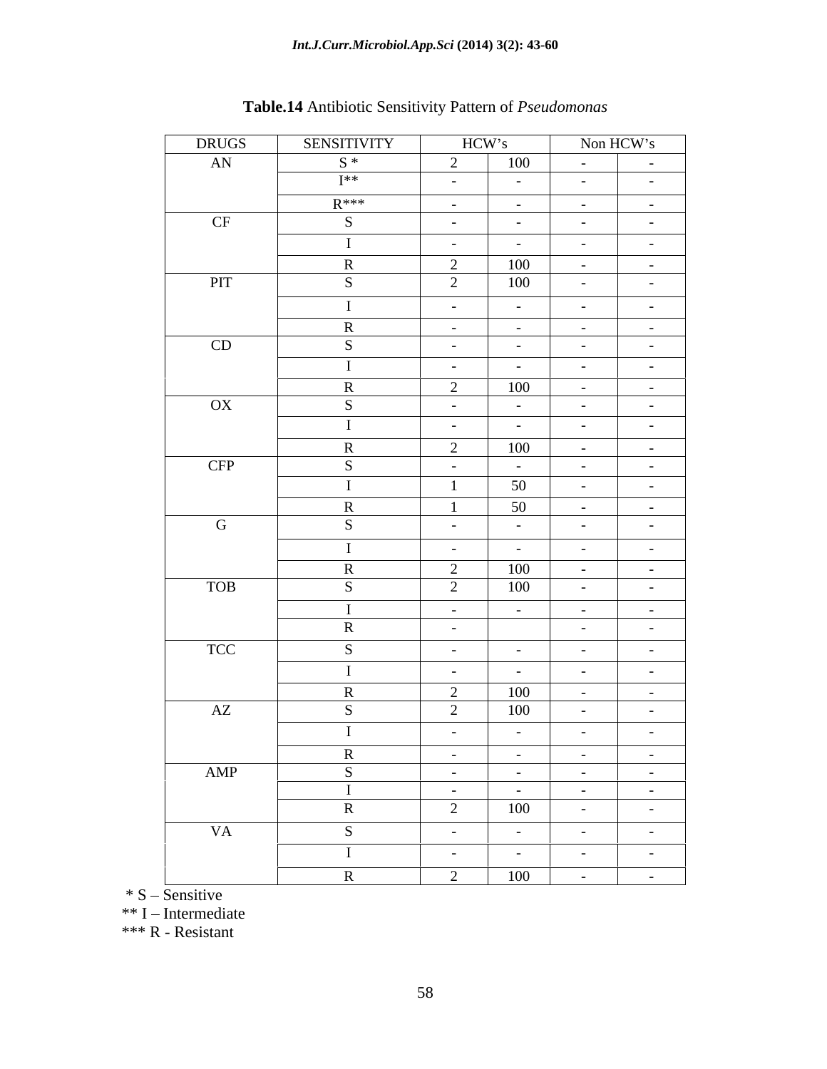**Table.14** Antibiotic Sensitivity Pattern of *Pseudomonas*

| DRUGS | SENSITIVITY | HCW's | | Non HCW's | |
|---|---|---|---|---|---|
| AN | S * | 2 | 100 | - | - |
| | I** | - | - | - | - |
| | R*** | - | - | - | - |
| CF | S | - | - | - | - |
| | I | - | - | - | - |
| | R | 2 | 100 | - | - |
| PIT | S | 2 | 100 | - | - |
| | I | - | - | - | - |
| | R | - | - | - | - |
| CD | S | - | - | - | - |
| | I | - | - | - | - |
| | R | 2 | 100 | - | - |
| OX | S | - | - | - | - |
| | I | - | - | - | - |
| | R | 2 | 100 | - | - |
| CFP | S | - | - | - | - |
| | I | 1 | 50 | - | - |
| | R | 1 | 50 | - | - |
| G | S | - | - | - | - |
| | I | - | - | - | - |
| | R | 2 | 100 | - | - |
| TOB | S | 2 | 100 | - | - |
| | I | - | - | - | - |
| | R | - | | - | - |
| TCC | S | - | - | - | - |
| | I | - | - | - | - |
| | R | 2 | 100 | - | - |
| AZ | S | 2 | 100 | - | - |
| | I | - | - | - | - |
| | R | - | - | - | - |
| AMP | S | - | - | - | - |
| | I | - | - | - | - |
| | R | 2 | 100 | - | - |
| VA | S | - | - | - | - |
| | I | - | - | - | - |
| | R | 2 | 100 | - | - |

\* S – Sensitive
** I – Intermediate
*** R - Resistant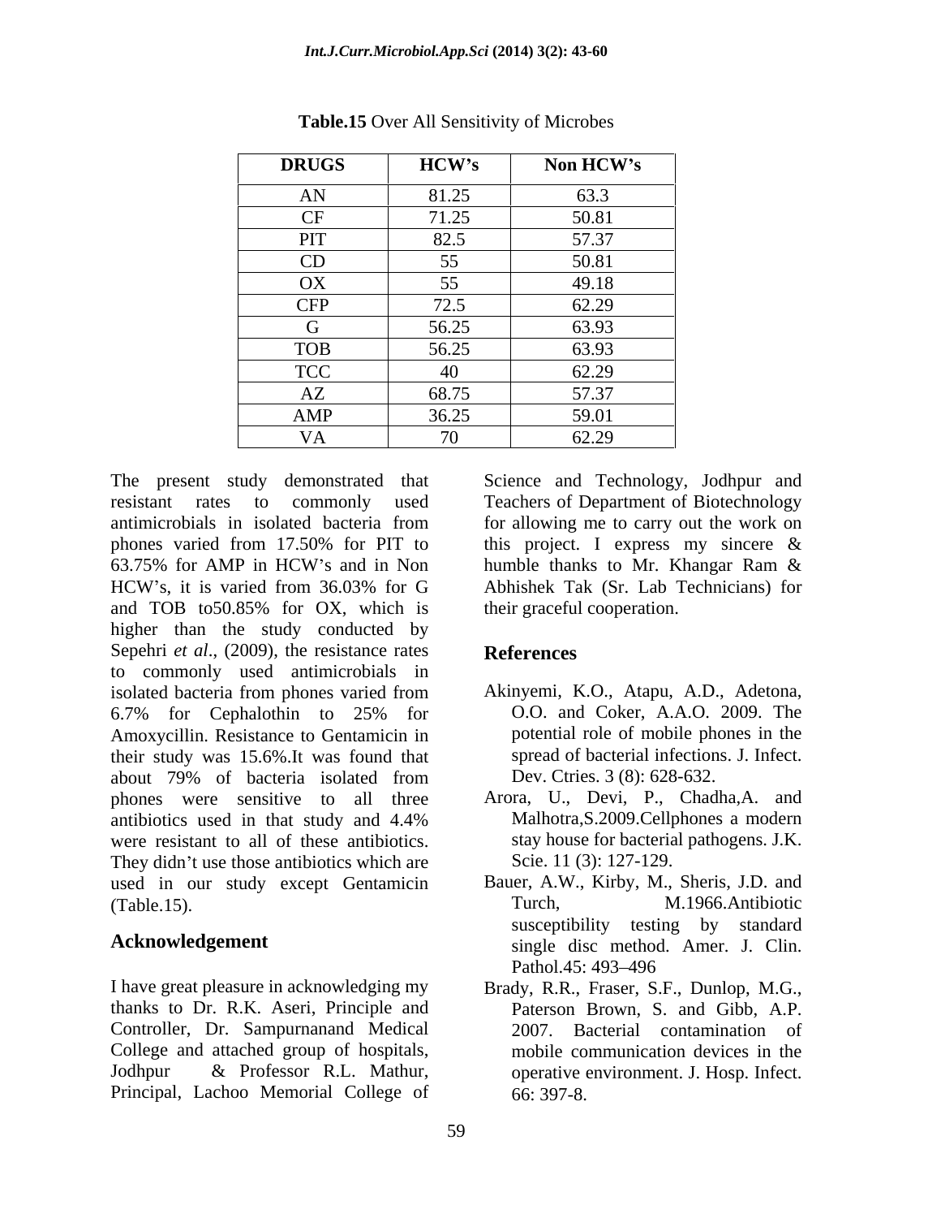**Table.15** Over All Sensitivity of Microbes

| DRUGS | HCW's | Non HCW's |
|---|---|---|
| AN | 81.25 | 63.3 |
| CF | 71.25 | 50.81 |
| PIT | 82.5 | 57.37 |
| CD | 55 | 50.81 |
| OX | 55 | 49.18 |
| CFP | 72.5 | 62.29 |
| G | 56.25 | 63.93 |
| TOB | 56.25 | 63.93 |
| TCC | 40 | 62.29 |
| AZ | 68.75 | 57.37 |
| AMP | 36.25 | 59.01 |
| VA | 70 | 62.29 |

The present study demonstrated that resistant rates to commonly used antimicrobials in isolated bacteria from phones varied from 17.50% for PIT to 63.75% for AMP in HCW's and in Non HCW's, it is varied from 36.03% for G and TOB to50.85% for OX, which is higher than the study conducted by Sepehri *et al*., (2009), the resistance rates to commonly used antimicrobials in isolated bacteria from phones varied from 6.7% for Cephalothin to 25% for Amoxycillin. Resistance to Gentamicin in their study was 15.6%.It was found that about 79% of bacteria isolated from phones were sensitive to all three antibiotics used in that study and 4.4% were resistant to all of these antibiotics. They didn't use those antibiotics which are used in our study except Gentamicin (Table.15).

## Acknowledgement

I have great pleasure in acknowledging my thanks to Dr. R.K. Aseri, Principle and Controller, Dr. Sampurnanand Medical College and attached group of hospitals, Jodhpur & Professor R.L. Mathur, Principal, Lachoo Memorial College of Science and Technology, Jodhpur and Teachers of Department of Biotechnology for allowing me to carry out the work on this project. I express my sincere & humble thanks to Mr. Khangar Ram & Abhishek Tak (Sr. Lab Technicians) for their graceful cooperation.

## References

Akinyemi, K.O., Atapu, A.D., Adetona, O.O. and Coker, A.A.O. 2009. The potential role of mobile phones in the spread of bacterial infections. J. Infect. Dev. Ctries. 3 (8): 628-632.

Arora, U., Devi, P., Chadha,A. and Malhotra,S.2009.Cellphones a modern stay house for bacterial pathogens. J.K. Scie. 11 (3): 127-129.

Bauer, A.W., Kirby, M., Sheris, J.D. and Turch, M.1966.Antibiotic susceptibility testing by standard single disc method. Amer. J. Clin. Pathol.45: 493–496

Brady, R.R., Fraser, S.F., Dunlop, M.G., Paterson Brown, S. and Gibb, A.P. 2007. Bacterial contamination of mobile communication devices in the operative environment. J. Hosp. Infect. 66: 397-8.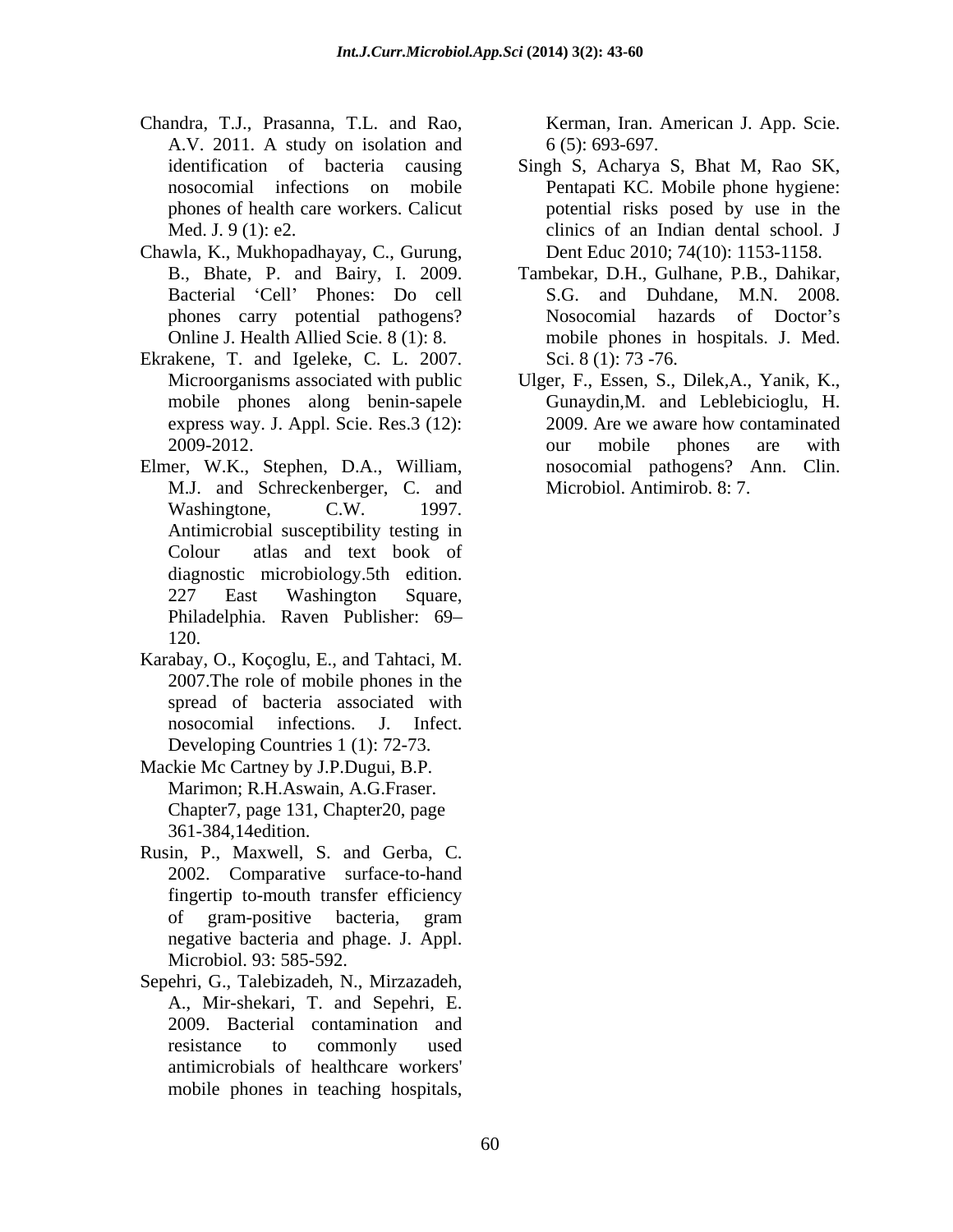Chandra, T.J., Prasanna, T.L. and Rao, A.V. 2011. A study on isolation and identification of bacteria causing nosocomial infections on mobile phones of health care workers. Calicut Med. J. 9 (1): e2.

Chawla, K., Mukhopadhayay, C., Gurung, B., Bhate, P. and Bairy, I. 2009. Bacterial 'Cell' Phones: Do cell phones carry potential pathogens? Online J. Health Allied Scie. 8 (1): 8.

Ekrakene, T. and Igeleke, C. L. 2007. Microorganisms associated with public mobile phones along benin-sapele express way. J. Appl. Scie. Res.3 (12): 2009-2012.

Elmer, W.K., Stephen, D.A., William, M.J. and Schreckenberger, C. and Washingtone, C.W. 1997. Antimicrobial susceptibility testing in Colour atlas and text book of diagnostic microbiology.5th edition. 227 East Washington Square, Philadelphia. Raven Publisher: 69–120.

Karabay, O., Koçoglu, E., and Tahtaci, M. 2007.The role of mobile phones in the spread of bacteria associated with nosocomial infections. J. Infect. Developing Countries 1 (1): 72-73.

Mackie Mc Cartney by J.P.Dugui, B.P. Marimon; R.H.Aswain, A.G.Fraser. Chapter7, page 131, Chapter20, page 361-384,14edition.

Rusin, P., Maxwell, S. and Gerba, C. 2002. Comparative surface-to-hand fingertip to-mouth transfer efficiency of gram-positive bacteria, gram negative bacteria and phage. J. Appl. Microbiol. 93: 585-592.

Sepehri, G., Talebizadeh, N., Mirzazadeh, A., Mir-shekari, T. and Sepehri, E. 2009. Bacterial contamination and resistance to commonly used antimicrobials of healthcare workers' mobile phones in teaching hospitals, Kerman, Iran. American J. App. Scie. 6 (5): 693-697.

Singh S, Acharya S, Bhat M, Rao SK, Pentapati KC. Mobile phone hygiene: potential risks posed by use in the clinics of an Indian dental school. J Dent Educ 2010; 74(10): 1153-1158.

Tambekar, D.H., Gulhane, P.B., Dahikar, S.G. and Duhdane, M.N. 2008. Nosocomial hazards of Doctor's mobile phones in hospitals. J. Med. Sci. 8 (1): 73 -76.

Ulger, F., Essen, S., Dilek,A., Yanik, K., Gunaydin,M. and Leblebicioglu, H. 2009. Are we aware how contaminated our mobile phones are with nosocomial pathogens? Ann. Clin. Microbiol. Antimirob. 8: 7.